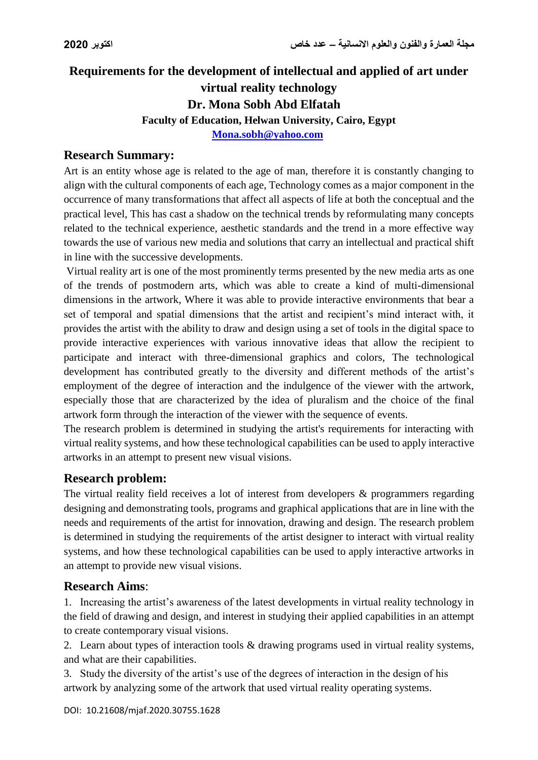# Requirements for the development of intellectual and applied of art under virtual reality technology

**Dr. Mona Sobh Abd Elfatah**

**Faculty of Education, Helwan University, Cairo, Egypt**

**Mona.sobh@yahoo.com**

## Research Summary:

Art is an entity whose age is related to the age of man, therefore it is constantly changing to align with the cultural components of each age, Technology comes as a major component in the occurrence of many transformations that affect all aspects of life at both the conceptual and the practical level, This has cast a shadow on the technical trends by reformulating many concepts related to the technical experience, aesthetic standards and the trend in a more effective way towards the use of various new media and solutions that carry an intellectual and practical shift in line with the successive developments.

Virtual reality art is one of the most prominently terms presented by the new media arts as one of the trends of postmodern arts, which was able to create a kind of multi-dimensional dimensions in the artwork, Where it was able to provide interactive environments that bear a set of temporal and spatial dimensions that the artist and recipient's mind interact with, it provides the artist with the ability to draw and design using a set of tools in the digital space to provide interactive experiences with various innovative ideas that allow the recipient to participate and interact with three-dimensional graphics and colors, The technological development has contributed greatly to the diversity and different methods of the artist's employment of the degree of interaction and the indulgence of the viewer with the artwork, especially those that are characterized by the idea of pluralism and the choice of the final artwork form through the interaction of the viewer with the sequence of events.

The research problem is determined in studying the artist's requirements for interacting with virtual reality systems, and how these technological capabilities can be used to apply interactive artworks in an attempt to present new visual visions.

## Research problem:

The virtual reality field receives a lot of interest from developers & programmers regarding designing and demonstrating tools, programs and graphical applications that are in line with the needs and requirements of the artist for innovation, drawing and design. The research problem is determined in studying the requirements of the artist designer to interact with virtual reality systems, and how these technological capabilities can be used to apply interactive artworks in an attempt to provide new visual visions.

## Research Aims:

1. Increasing the artist's awareness of the latest developments in virtual reality technology in the field of drawing and design, and interest in studying their applied capabilities in an attempt to create contemporary visual visions.
2. Learn about types of interaction tools & drawing programs used in virtual reality systems, and what are their capabilities.
3. Study the diversity of the artist's use of the degrees of interaction in the design of his artwork by analyzing some of the artwork that used virtual reality operating systems.

DOI: 10.21608/mjaf.2020.30755.1628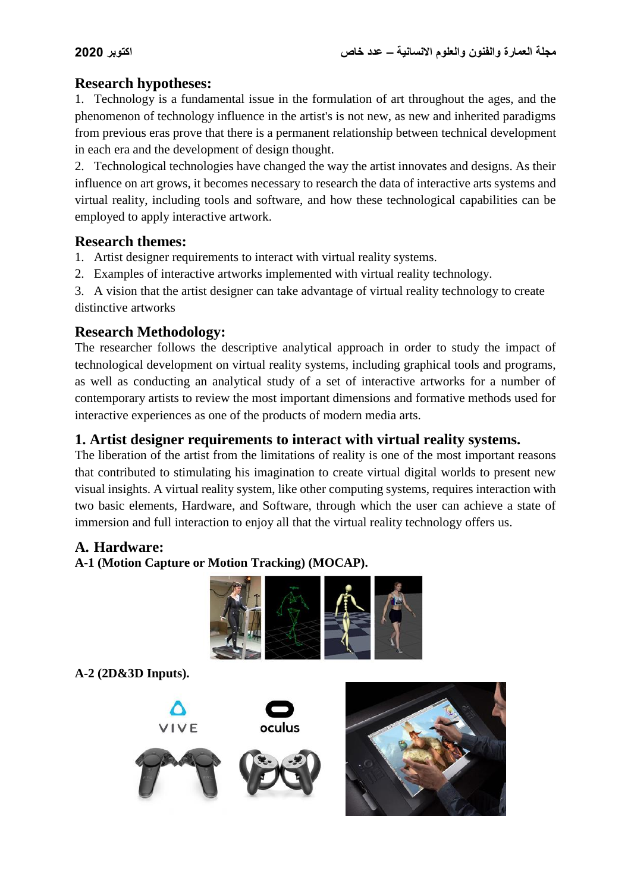## Research hypotheses:

1. Technology is a fundamental issue in the formulation of art throughout the ages, and the phenomenon of technology influence in the artist's is not new, as new and inherited paradigms from previous eras prove that there is a permanent relationship between technical development in each era and the development of design thought.
2. Technological technologies have changed the way the artist innovates and designs. As their influence on art grows, it becomes necessary to research the data of interactive arts systems and virtual reality, including tools and software, and how these technological capabilities can be employed to apply interactive artwork.

## Research themes:

1. Artist designer requirements to interact with virtual reality systems.
2. Examples of interactive artworks implemented with virtual reality technology.
3. A vision that the artist designer can take advantage of virtual reality technology to create distinctive artworks

## Research Methodology:

The researcher follows the descriptive analytical approach in order to study the impact of technological development on virtual reality systems, including graphical tools and programs, as well as conducting an analytical study of a set of interactive artworks for a number of contemporary artists to review the most important dimensions and formative methods used for interactive experiences as one of the products of modern media arts.

## 1. Artist designer requirements to interact with virtual reality systems.

The liberation of the artist from the limitations of reality is one of the most important reasons that contributed to stimulating his imagination to create virtual digital worlds to present new visual insights. A virtual reality system, like other computing systems, requires interaction with two basic elements, Hardware, and Software, through which the user can achieve a state of immersion and full interaction to enjoy all that the virtual reality technology offers us.

## A. Hardware:

**A-1 (Motion Capture or Motion Tracking) (MOCAP).**

**A-2 (2D&3D Inputs).**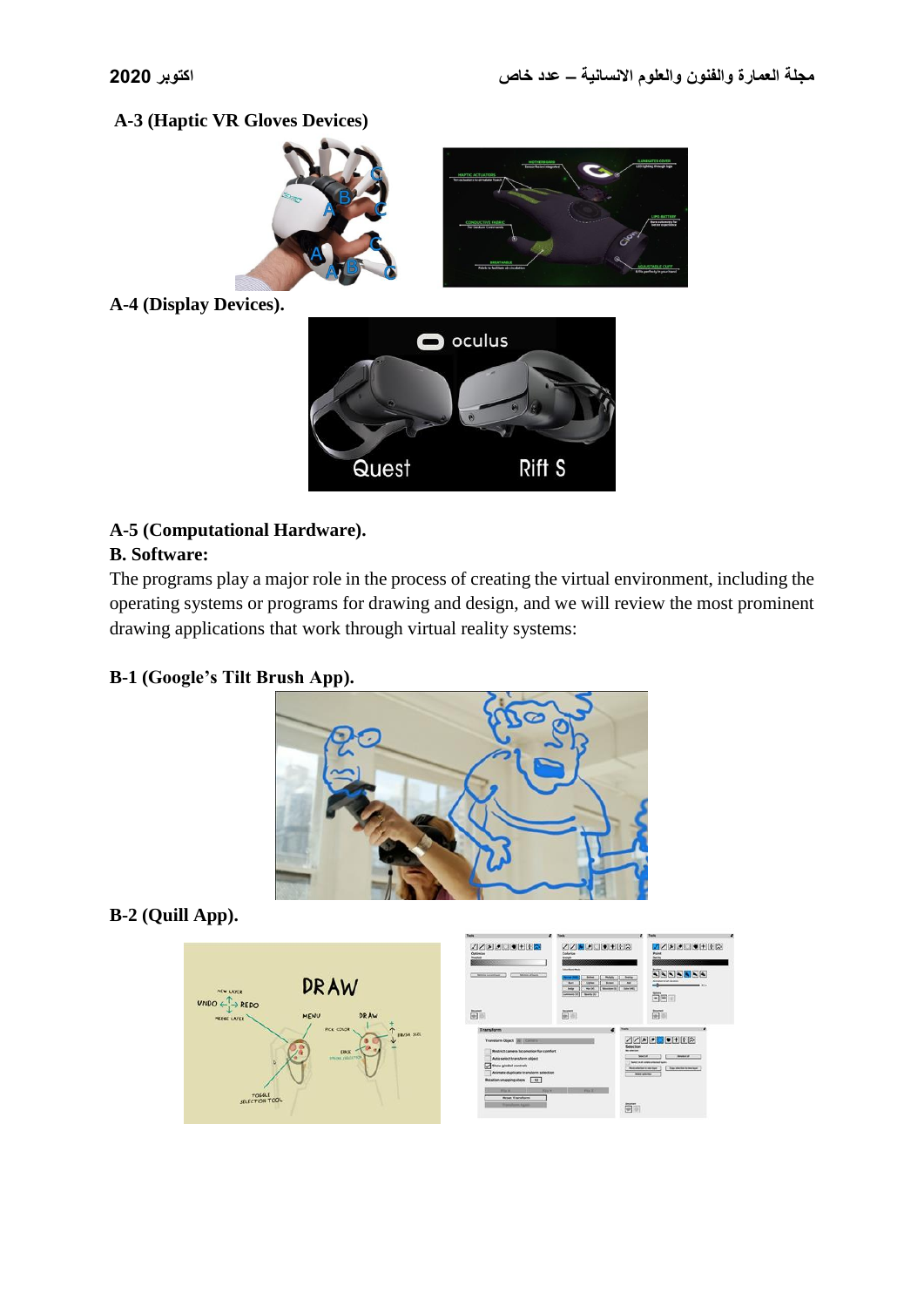**A-3 (Haptic VR Gloves Devices)**

**A-4 (Display Devices).**

**A-5 (Computational Hardware).**

**B. Software:**

The programs play a major role in the process of creating the virtual environment, including the operating systems or programs for drawing and design, and we will review the most prominent drawing applications that work through virtual reality systems:

**B-1 (Google's Tilt Brush App).**

**B-2 (Quill App).**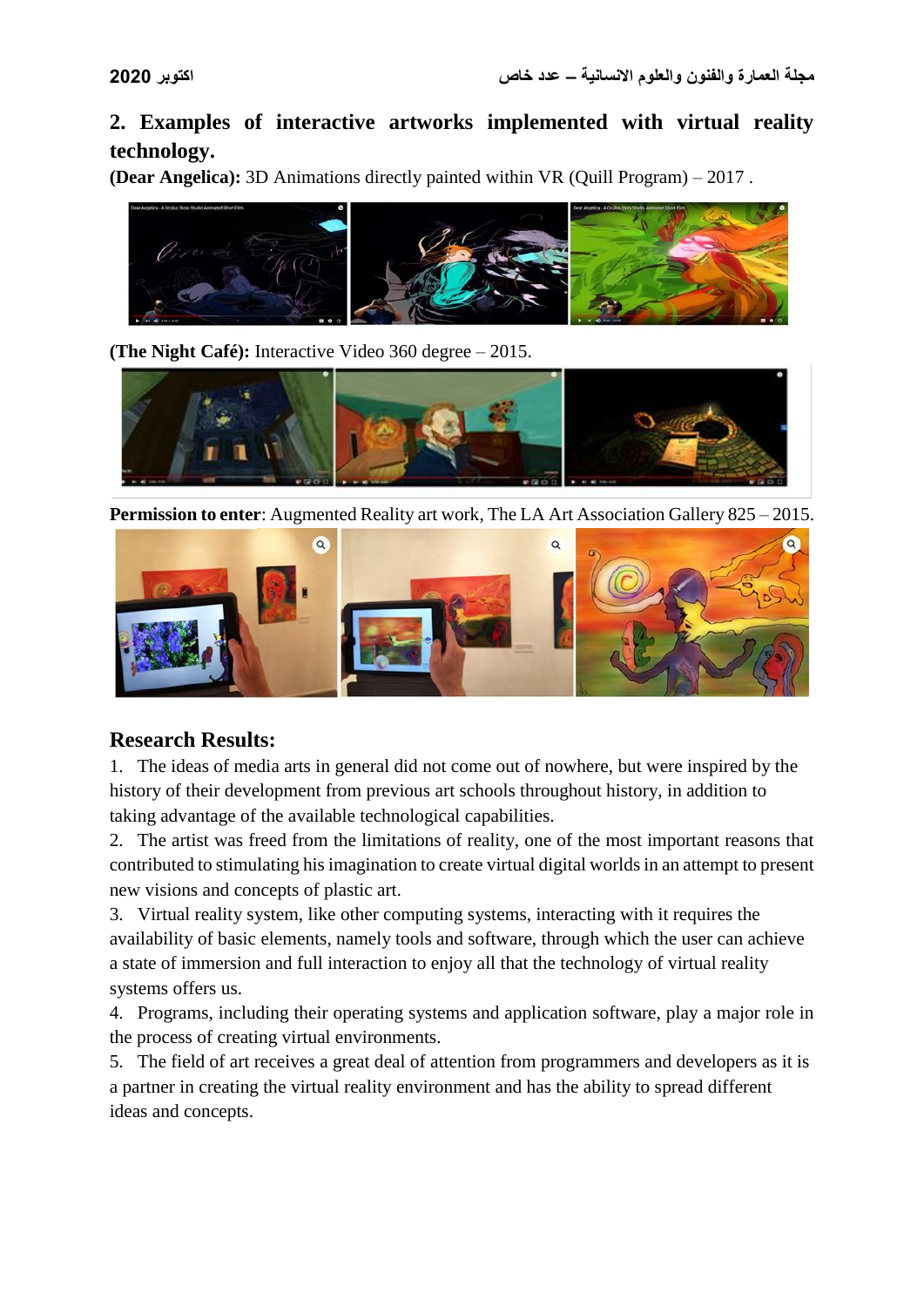## 2. Examples of interactive artworks implemented with virtual reality technology.

**(Dear Angelica):** 3D Animations directly painted within VR (Quill Program) – 2017 .

**(The Night Café):** Interactive Video 360 degree – 2015.

**Permission to enter**: Augmented Reality art work, The LA Art Association Gallery 825 – 2015.

## Research Results:

1. The ideas of media arts in general did not come out of nowhere, but were inspired by the history of their development from previous art schools throughout history, in addition to taking advantage of the available technological capabilities.
2. The artist was freed from the limitations of reality, one of the most important reasons that contributed to stimulating his imagination to create virtual digital worlds in an attempt to present new visions and concepts of plastic art.
3. Virtual reality system, like other computing systems, interacting with it requires the availability of basic elements, namely tools and software, through which the user can achieve a state of immersion and full interaction to enjoy all that the technology of virtual reality systems offers us.
4. Programs, including their operating systems and application software, play a major role in the process of creating virtual environments.
5. The field of art receives a great deal of attention from programmers and developers as it is a partner in creating the virtual reality environment and has the ability to spread different ideas and concepts.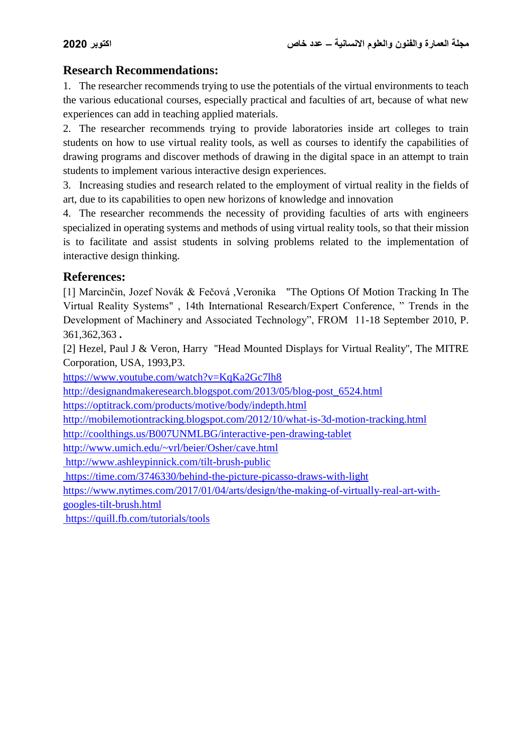## Research Recommendations:

1. The researcher recommends trying to use the potentials of the virtual environments to teach the various educational courses, especially practical and faculties of art, because of what new experiences can add in teaching applied materials.
2. The researcher recommends trying to provide laboratories inside art colleges to train students on how to use virtual reality tools, as well as courses to identify the capabilities of drawing programs and discover methods of drawing in the digital space in an attempt to train students to implement various interactive design experiences.
3. Increasing studies and research related to the employment of virtual reality in the fields of art, due to its capabilities to open new horizons of knowledge and innovation
4. The researcher recommends the necessity of providing faculties of arts with engineers specialized in operating systems and methods of using virtual reality tools, so that their mission is to facilitate and assist students in solving problems related to the implementation of interactive design thinking.

## References:

[1] Marcinčin, Jozef Novák & Fečová ,Veronika "The Options Of Motion Tracking In The Virtual Reality Systems" , 14th International Research/Expert Conference, " Trends in the Development of Machinery and Associated Technology", FROM 11-18 September 2010, P. 361,362,363 **.**

[2] Hezel, Paul J & Veron, Harry "Head Mounted Displays for Virtual Reality", The MITRE Corporation, USA, 1993,P3.

https://www.youtube.com/watch?v=KqKa2Gc7lh8

http://designandmakeresearch.blogspot.com/2013/05/blog-post_6524.html

https://optitrack.com/products/motive/body/indepth.html

http://mobilemotiontracking.blogspot.com/2012/10/what-is-3d-motion-tracking.html

http://coolthings.us/B007UNMLBG/interactive-pen-drawing-tablet

http://www.umich.edu/~vrl/beier/Osher/cave.html

http://www.ashleypinnick.com/tilt-brush-public

https://time.com/3746330/behind-the-picture-picasso-draws-with-light

https://www.nytimes.com/2017/01/04/arts/design/the-making-of-virtually-real-art-with-googles-tilt-brush.html

https://quill.fb.com/tutorials/tools